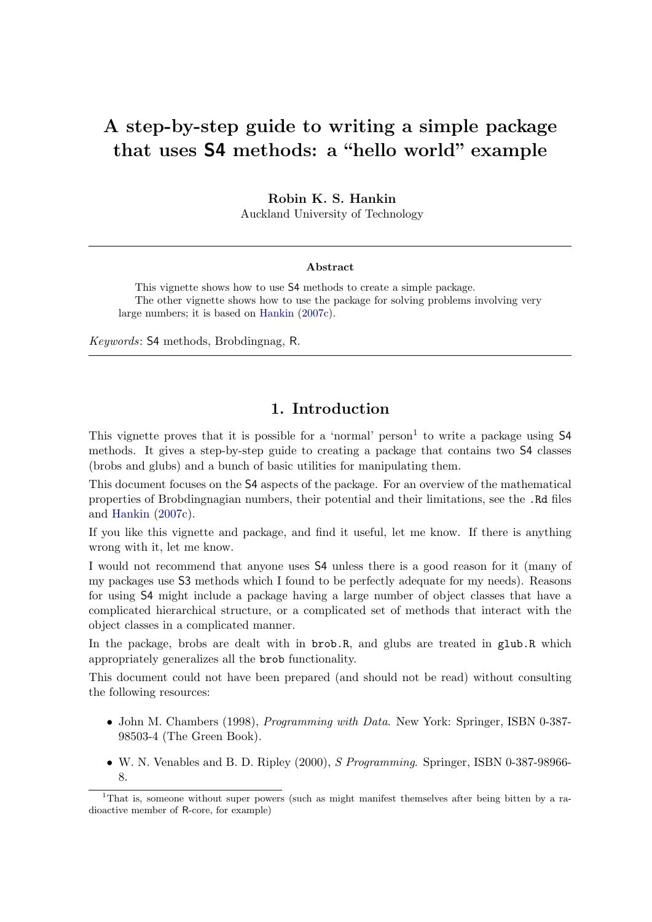# A step-by-step guide to writing a simple package that uses S4 methods: a "hello world" example

**Robin K. S. Hankin**
Auckland University of Technology

**Abstract**

This vignette shows how to use S4 methods to create a simple package.

The other vignette shows how to use the package for solving problems involving very large numbers; it is based on Hankin (2007c).

*Keywords*: S4 methods, Brobdingnag, R.

## 1. Introduction

This vignette proves that it is possible for a 'normal' person[1] to write a package using S4 methods. It gives a step-by-step guide to creating a package that contains two S4 classes (brobs and glubs) and a bunch of basic utilities for manipulating them.

This document focuses on the S4 aspects of the package. For an overview of the mathematical properties of Brobdingnagian numbers, their potential and their limitations, see the `.Rd` files and Hankin (2007c).

If you like this vignette and package, and find it useful, let me know. If there is anything wrong with it, let me know.

I would not recommend that anyone uses S4 unless there is a good reason for it (many of my packages use S3 methods which I found to be perfectly adequate for my needs). Reasons for using S4 might include a package having a large number of object classes that have a complicated hierarchical structure, or a complicated set of methods that interact with the object classes in a complicated manner.

In the package, brobs are dealt with in `brob.R`, and glubs are treated in `glub.R` which appropriately generalizes all the `brob` functionality.

This document could not have been prepared (and should not be read) without consulting the following resources:

- John M. Chambers (1998), *Programming with Data*. New York: Springer, ISBN 0-387-98503-4 (The Green Book).
- W. N. Venables and B. D. Ripley (2000), *S Programming*. Springer, ISBN 0-387-98966-8.

[1] That is, someone without super powers (such as might manifest themselves after being bitten by a radioactive member of R-core, for example)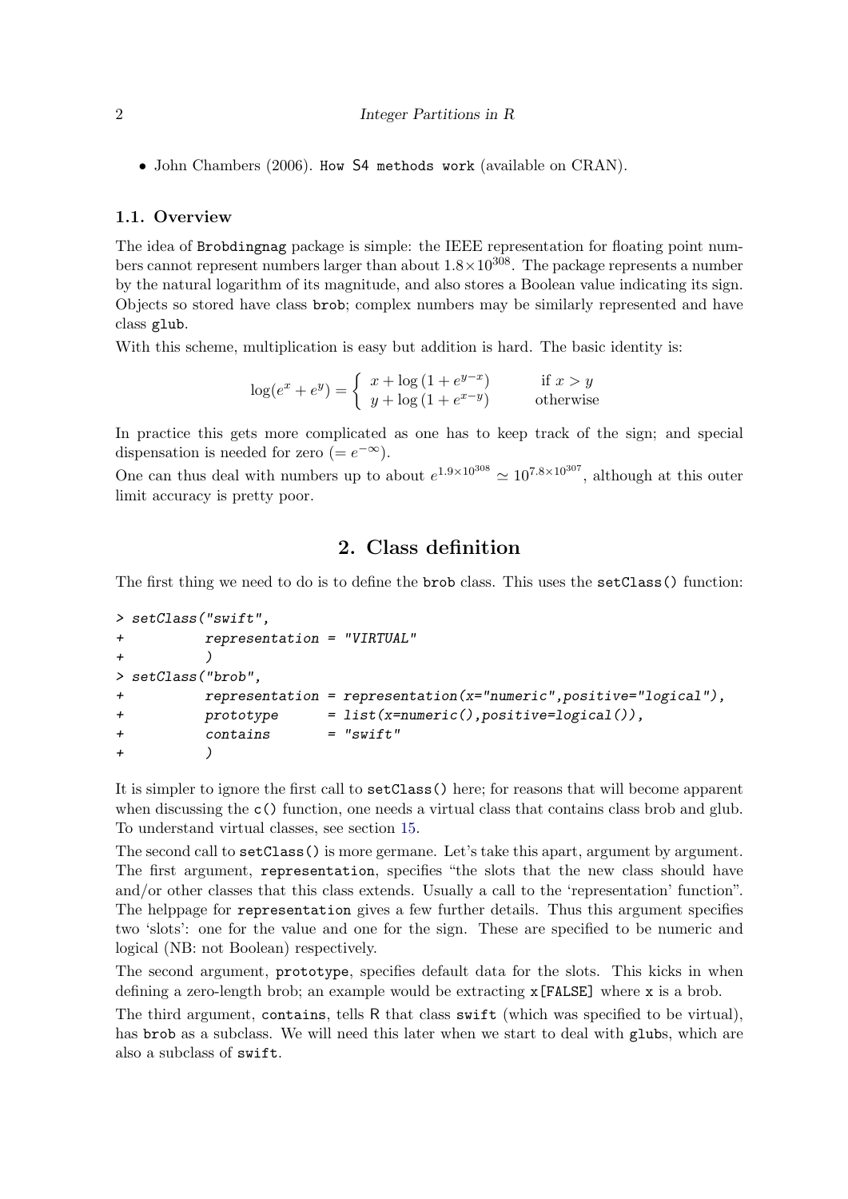- John Chambers (2006). `How S4 methods work` (available on CRAN).

### 1.1. Overview

The idea of `Brobdingnag` package is simple: the IEEE representation for floating point numbers cannot represent numbers larger than about $1.8 \times 10^{308}$. The package represents a number by the natural logarithm of its magnitude, and also stores a Boolean value indicating its sign. Objects so stored have class `brob`; complex numbers may be similarly represented and have class `glub`.

With this scheme, multiplication is easy but addition is hard. The basic identity is:

$$\log(e^x + e^y) = \begin{cases} x + \log\left(1 + e^{y-x}\right) & \text{if } x > y \\ y + \log\left(1 + e^{x-y}\right) & \text{otherwise} \end{cases}$$

In practice this gets more complicated as one has to keep track of the sign; and special dispensation is needed for zero ($= e^{-\infty}$).

One can thus deal with numbers up to about $e^{1.9 \times 10^{308}} \simeq 10^{7.8 \times 10^{307}}$, although at this outer limit accuracy is pretty poor.

## 2. Class definition

The first thing we need to do is to define the `brob` class. This uses the `setClass()` function:

```
> setClass("swift",
+          representation = "VIRTUAL"
+          )
> setClass("brob",
+          representation = representation(x="numeric",positive="logical"),
+          prototype      = list(x=numeric(),positive=logical()),
+          contains       = "swift"
+          )
```

It is simpler to ignore the first call to `setClass()` here; for reasons that will become apparent when discussing the `c()` function, one needs a virtual class that contains class brob and glub. To understand virtual classes, see section 15.

The second call to `setClass()` is more germane. Let's take this apart, argument by argument. The first argument, `representation`, specifies "the slots that the new class should have and/or other classes that this class extends. Usually a call to the 'representation' function". The helppage for `representation` gives a few further details. Thus this argument specifies two 'slots': one for the value and one for the sign. These are specified to be numeric and logical (NB: not Boolean) respectively.

The second argument, `prototype`, specifies default data for the slots. This kicks in when defining a zero-length brob; an example would be extracting `x[FALSE]` where `x` is a brob.

The third argument, `contains`, tells R that class `swift` (which was specified to be virtual), has `brob` as a subclass. We will need this later when we start to deal with `glub`s, which are also a subclass of `swift`.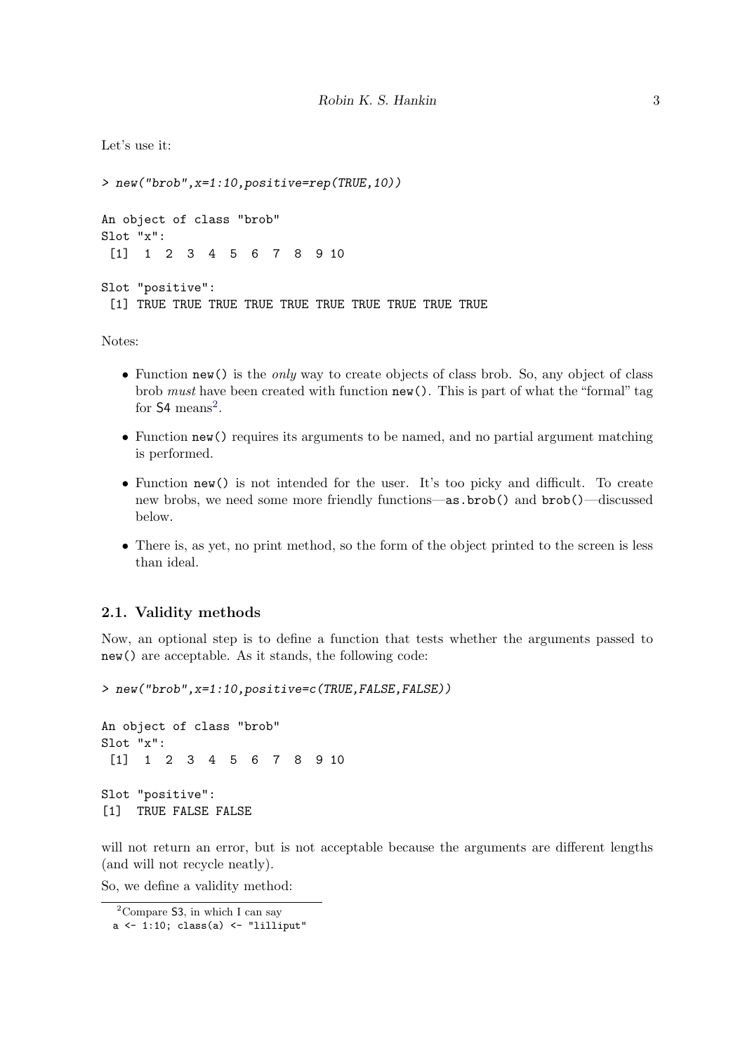Let's use it:

```
> new("brob",x=1:10,positive=rep(TRUE,10))

An object of class "brob"
Slot "x":
 [1]  1  2  3  4  5  6  7  8  9 10

Slot "positive":
 [1] TRUE TRUE TRUE TRUE TRUE TRUE TRUE TRUE TRUE TRUE
```

Notes:

- Function `new()` is the *only* way to create objects of class brob. So, any object of class brob *must* have been created with function `new()`. This is part of what the "formal" tag for S4 means[2].
- Function `new()` requires its arguments to be named, and no partial argument matching is performed.
- Function `new()` is not intended for the user. It's too picky and difficult. To create new brobs, we need some more friendly functions—`as.brob()` and `brob()`—discussed below.
- There is, as yet, no print method, so the form of the object printed to the screen is less than ideal.

## 2.1. Validity methods

Now, an optional step is to define a function that tests whether the arguments passed to `new()` are acceptable. As it stands, the following code:

```
> new("brob",x=1:10,positive=c(TRUE,FALSE,FALSE))

An object of class "brob"
Slot "x":
 [1]  1  2  3  4  5  6  7  8  9 10

Slot "positive":
[1]  TRUE FALSE FALSE
```

will not return an error, but is not acceptable because the arguments are different lengths (and will not recycle neatly).

So, we define a validity method:

---

[2] Compare S3, in which I can say
`a <- 1:10; class(a) <- "lilliput"`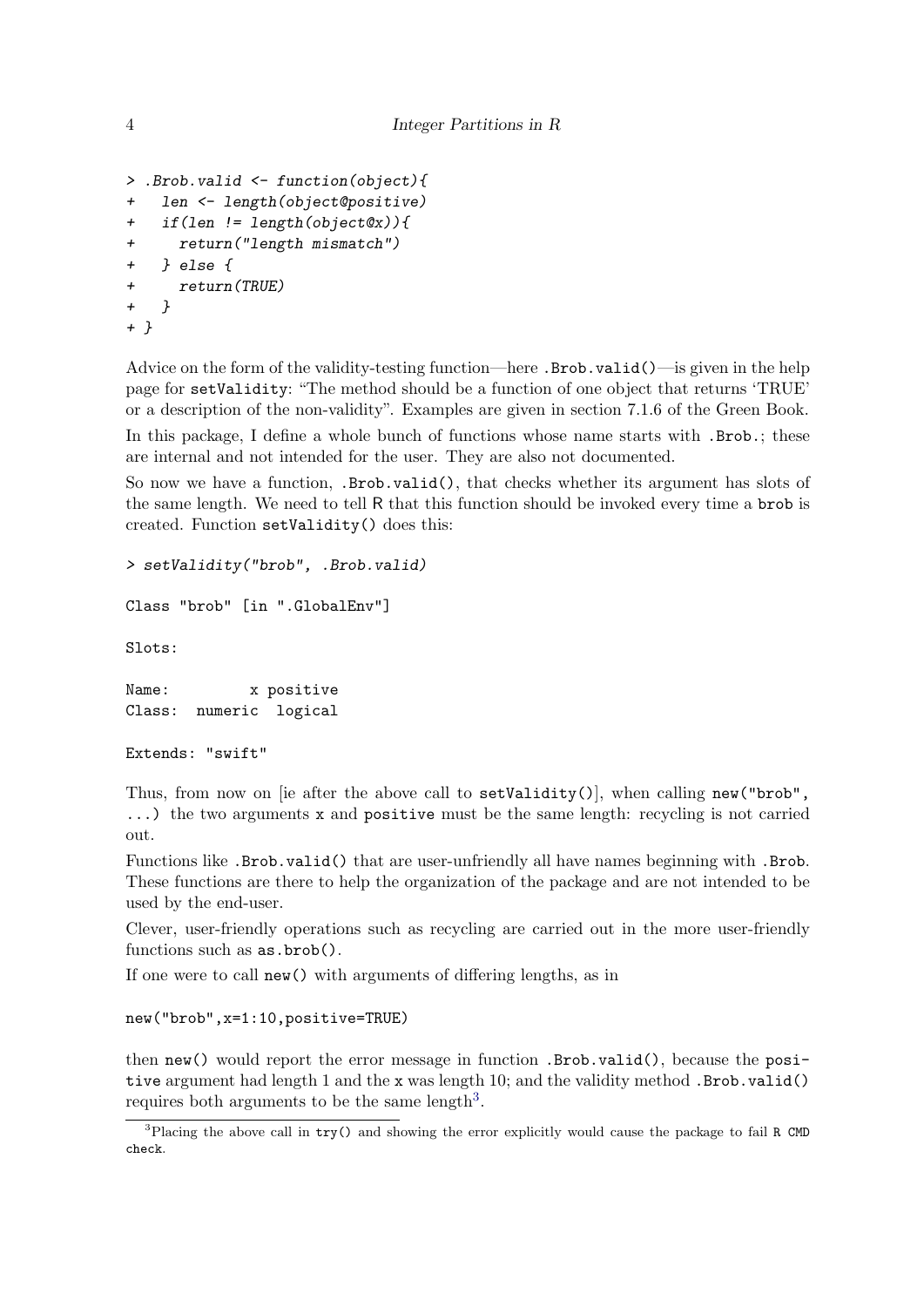```
> .Brob.valid <- function(object){
+   len <- length(object@positive)
+   if(len != length(object@x)){
+     return("length mismatch")
+   } else {
+     return(TRUE)
+   }
+ }
```

Advice on the form of the validity-testing function—here `.Brob.valid()`—is given in the help page for `setValidity`: "The method should be a function of one object that returns 'TRUE' or a description of the non-validity". Examples are given in section 7.1.6 of the Green Book.

In this package, I define a whole bunch of functions whose name starts with `.Brob.`; these are internal and not intended for the user. They are also not documented.

So now we have a function, `.Brob.valid()`, that checks whether its argument has slots of the same length. We need to tell R that this function should be invoked every time a `brob` is created. Function `setValidity()` does this:

```
> setValidity("brob", .Brob.valid)

Class "brob" [in ".GlobalEnv"]

Slots:

Name:         x positive
Class:  numeric  logical

Extends: "swift"
```

Thus, from now on [ie after the above call to `setValidity()`], when calling `new("brob", ...)` the two arguments `x` and `positive` must be the same length: recycling is not carried out.

Functions like `.Brob.valid()` that are user-unfriendly all have names beginning with `.Brob`. These functions are there to help the organization of the package and are not intended to be used by the end-user.

Clever, user-friendly operations such as recycling are carried out in the more user-friendly functions such as `as.brob()`.

If one were to call `new()` with arguments of differing lengths, as in

```
new("brob",x=1:10,positive=TRUE)
```

then `new()` would report the error message in function `.Brob.valid()`, because the `positive` argument had length 1 and the `x` was length 10; and the validity method `.Brob.valid()` requires both arguments to be the same length[3].

[3] Placing the above call in `try()` and showing the error explicitly would cause the package to fail `R CMD check`.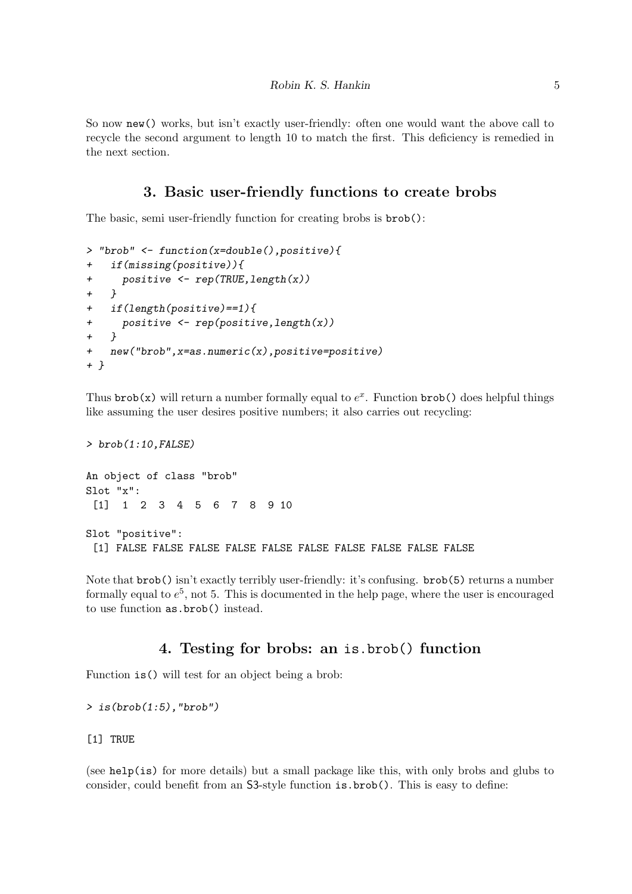So now `new()` works, but isn't exactly user-friendly: often one would want the above call to recycle the second argument to length 10 to match the first. This deficiency is remedied in the next section.

## 3. Basic user-friendly functions to create brobs

The basic, semi user-friendly function for creating brobs is `brob()`:

```
> "brob" <- function(x=double(),positive){
+   if(missing(positive)){
+     positive <- rep(TRUE,length(x))
+   }
+   if(length(positive)==1){
+     positive <- rep(positive,length(x))
+   }
+   new("brob",x=as.numeric(x),positive=positive)
+ }
```

Thus `brob(x)` will return a number formally equal to $e^x$. Function `brob()` does helpful things like assuming the user desires positive numbers; it also carries out recycling:

```
> brob(1:10,FALSE)

An object of class "brob"
Slot "x":
 [1]  1  2  3  4  5  6  7  8  9 10

Slot "positive":
 [1] FALSE FALSE FALSE FALSE FALSE FALSE FALSE FALSE FALSE FALSE
```

Note that `brob()` isn't exactly terribly user-friendly: it's confusing. `brob(5)` returns a number formally equal to $e^5$, not 5. This is documented in the help page, where the user is encouraged to use function `as.brob()` instead.

## 4. Testing for brobs: an `is.brob()` function

Function `is()` will test for an object being a brob:

```
> is(brob(1:5),"brob")

[1] TRUE
```

(see `help(is)` for more details) but a small package like this, with only brobs and glubs to consider, could benefit from an S3-style function `is.brob()`. This is easy to define: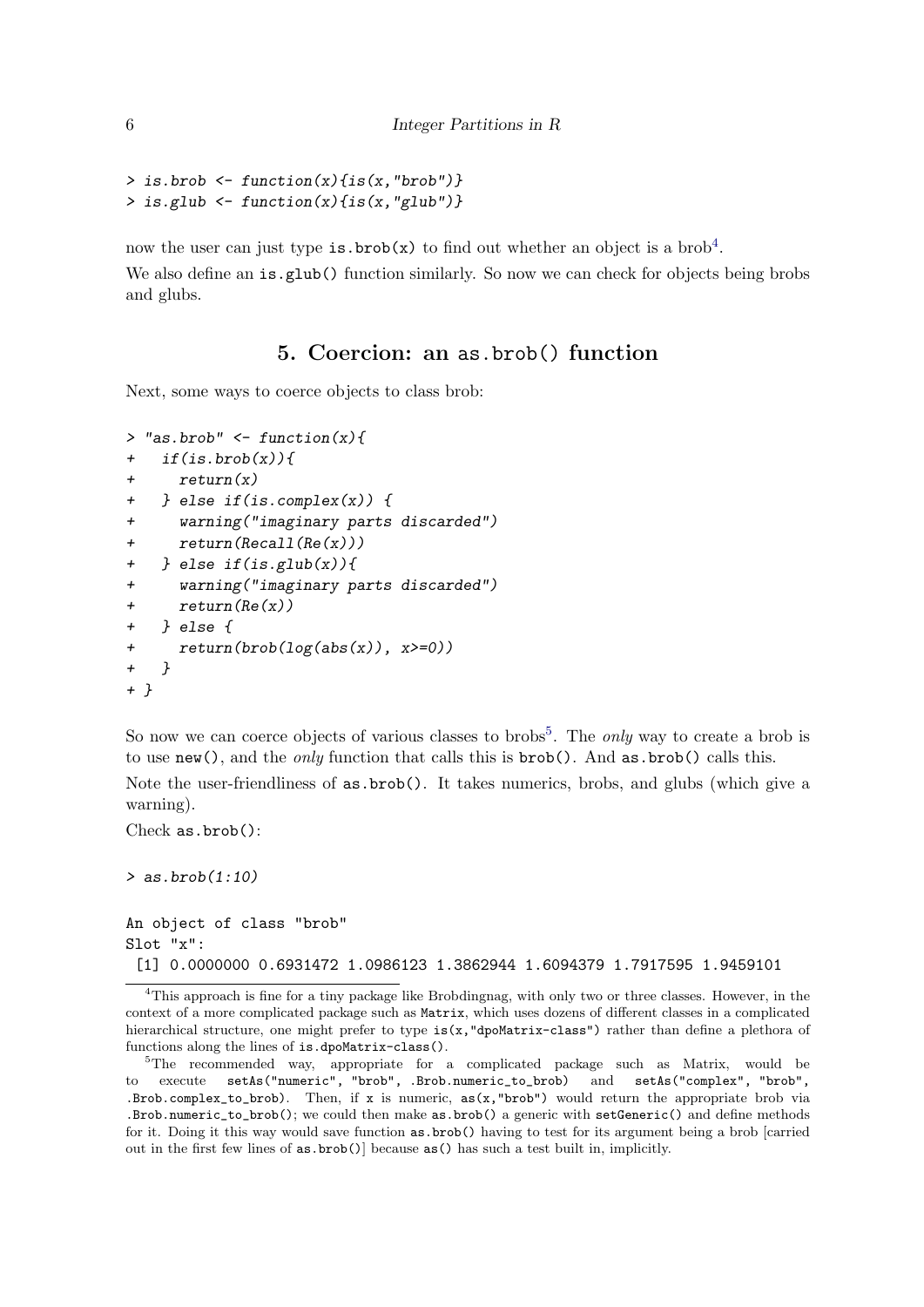```
> is.brob <- function(x){is(x,"brob")}
> is.glub <- function(x){is(x,"glub")}
```

now the user can just type `is.brob(x)` to find out whether an object is a brob[4].

We also define an `is.glub()` function similarly. So now we can check for objects being brobs and glubs.

## 5. Coercion: an as.brob() function

Next, some ways to coerce objects to class brob:

```
> "as.brob" <- function(x){
+   if(is.brob(x)){
+     return(x)
+   } else if(is.complex(x)) {
+     warning("imaginary parts discarded")
+     return(Recall(Re(x)))
+   } else if(is.glub(x)){
+     warning("imaginary parts discarded")
+     return(Re(x))
+   } else {
+     return(brob(log(abs(x)), x>=0))
+   }
+ }
```

So now we can coerce objects of various classes to brobs[5]. The *only* way to create a brob is to use `new()`, and the *only* function that calls this is `brob()`. And `as.brob()` calls this.

Note the user-friendliness of `as.brob()`. It takes numerics, brobs, and glubs (which give a warning).

Check `as.brob()`:

```
> as.brob(1:10)

An object of class "brob"
Slot "x":
 [1] 0.0000000 0.6931472 1.0986123 1.3862944 1.6094379 1.7917595 1.9459101
```

[4] This approach is fine for a tiny package like Brobdingnag, with only two or three classes. However, in the context of a more complicated package such as `Matrix`, which uses dozens of different classes in a complicated hierarchical structure, one might prefer to type `is(x,"dpoMatrix-class")` rather than define a plethora of functions along the lines of `is.dpoMatrix-class()`.

[5] The recommended way, appropriate for a complicated package such as Matrix, would be to execute `setAs("numeric", "brob", .Brob.numeric_to_brob)` and `setAs("complex", "brob", .Brob.complex_to_brob)`. Then, if `x` is numeric, `as(x,"brob")` would return the appropriate brob via `.Brob.numeric_to_brob()`; we could then make `as.brob()` a generic with `setGeneric()` and define methods for it. Doing it this way would save function `as.brob()` having to test for its argument being a brob [carried out in the first few lines of `as.brob()`] because `as()` has such a test built in, implicitly.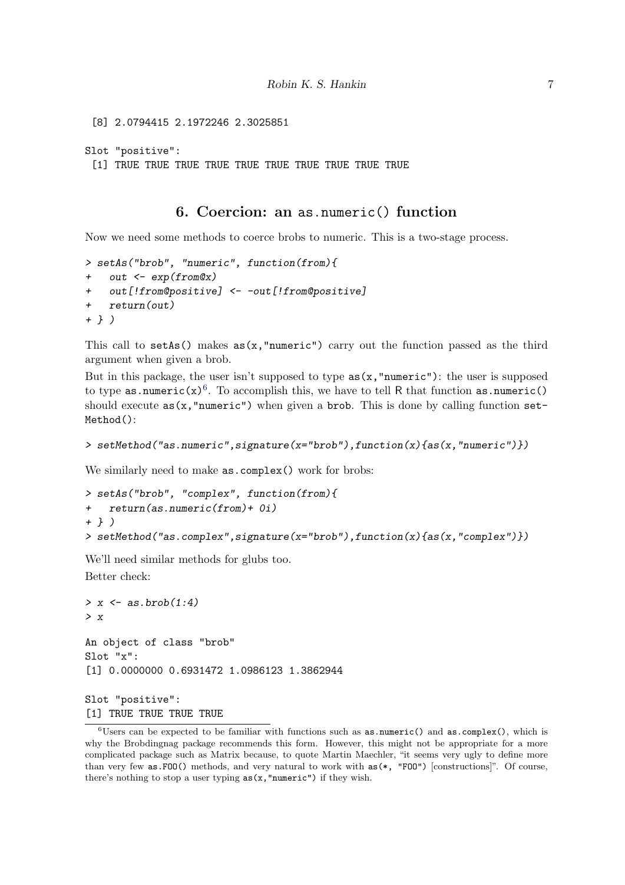```
 [8] 2.0794415 2.1972246 2.3025851

Slot "positive":
 [1] TRUE TRUE TRUE TRUE TRUE TRUE TRUE TRUE TRUE TRUE
```

## 6. Coercion: an as.numeric() function

Now we need some methods to coerce brobs to numeric. This is a two-stage process.

```
> setAs("brob", "numeric", function(from){
+   out <- exp(from@x)
+   out[!from@positive] <- -out[!from@positive]
+   return(out)
+ } )
```

This call to `setAs()` makes `as(x,"numeric")` carry out the function passed as the third argument when given a brob.

But in this package, the user isn't supposed to type `as(x,"numeric")`: the user is supposed to type `as.numeric(x)`[6]. To accomplish this, we have to tell R that function `as.numeric()` should execute `as(x,"numeric")` when given a `brob`. This is done by calling function `setMethod()`:

```
> setMethod("as.numeric",signature(x="brob"),function(x){as(x,"numeric")})
```

We similarly need to make `as.complex()` work for brobs:

```
> setAs("brob", "complex", function(from){
+   return(as.numeric(from)+ 0i)
+ } )
> setMethod("as.complex",signature(x="brob"),function(x){as(x,"complex")})
```

We'll need similar methods for glubs too.

Better check:

```
> x <- as.brob(1:4)
> x

An object of class "brob"
Slot "x":
[1] 0.0000000 0.6931472 1.0986123 1.3862944

Slot "positive":
[1] TRUE TRUE TRUE TRUE
```

[6] Users can be expected to be familiar with functions such as `as.numeric()` and `as.complex()`, which is why the Brobdingnag package recommends this form. However, this might not be appropriate for a more complicated package such as Matrix because, to quote Martin Maechler, "it seems very ugly to define more than very few `as.FOO()` methods, and very natural to work with `as(*, "FOO")` [constructions]". Of course, there's nothing to stop a user typing `as(x,"numeric")` if they wish.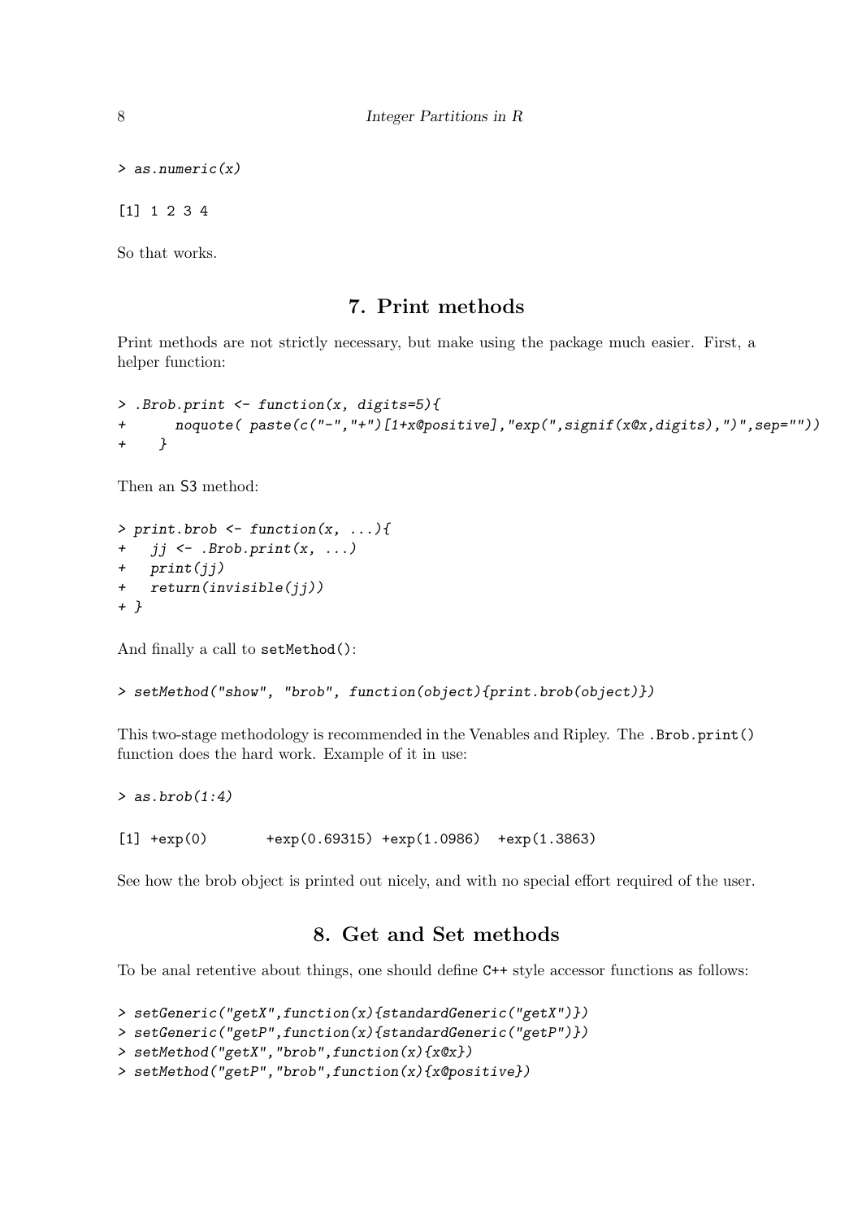```
> as.numeric(x)

[1] 1 2 3 4
```

So that works.

## 7. Print methods

Print methods are not strictly necessary, but make using the package much easier. First, a helper function:

```
> .Brob.print <- function(x, digits=5){
+      noquote( paste(c("-","+")[1+x@positive],"exp(",signif(x@x,digits),")",sep=""))
+    }
```

Then an S3 method:

```
> print.brob <- function(x, ...){
+   jj <- .Brob.print(x, ...)
+   print(jj)
+   return(invisible(jj))
+ }
```

And finally a call to `setMethod()`:

```
> setMethod("show", "brob", function(object){print.brob(object)})
```

This two-stage methodology is recommended in the Venables and Ripley. The `.Brob.print()` function does the hard work. Example of it in use:

```
> as.brob(1:4)

[1] +exp(0)       +exp(0.69315) +exp(1.0986)  +exp(1.3863)
```

See how the brob object is printed out nicely, and with no special effort required of the user.

## 8. Get and Set methods

To be anal retentive about things, one should define C++ style accessor functions as follows:

```
> setGeneric("getX",function(x){standardGeneric("getX")})
> setGeneric("getP",function(x){standardGeneric("getP")})
> setMethod("getX","brob",function(x){x@x})
> setMethod("getP","brob",function(x){x@positive})
```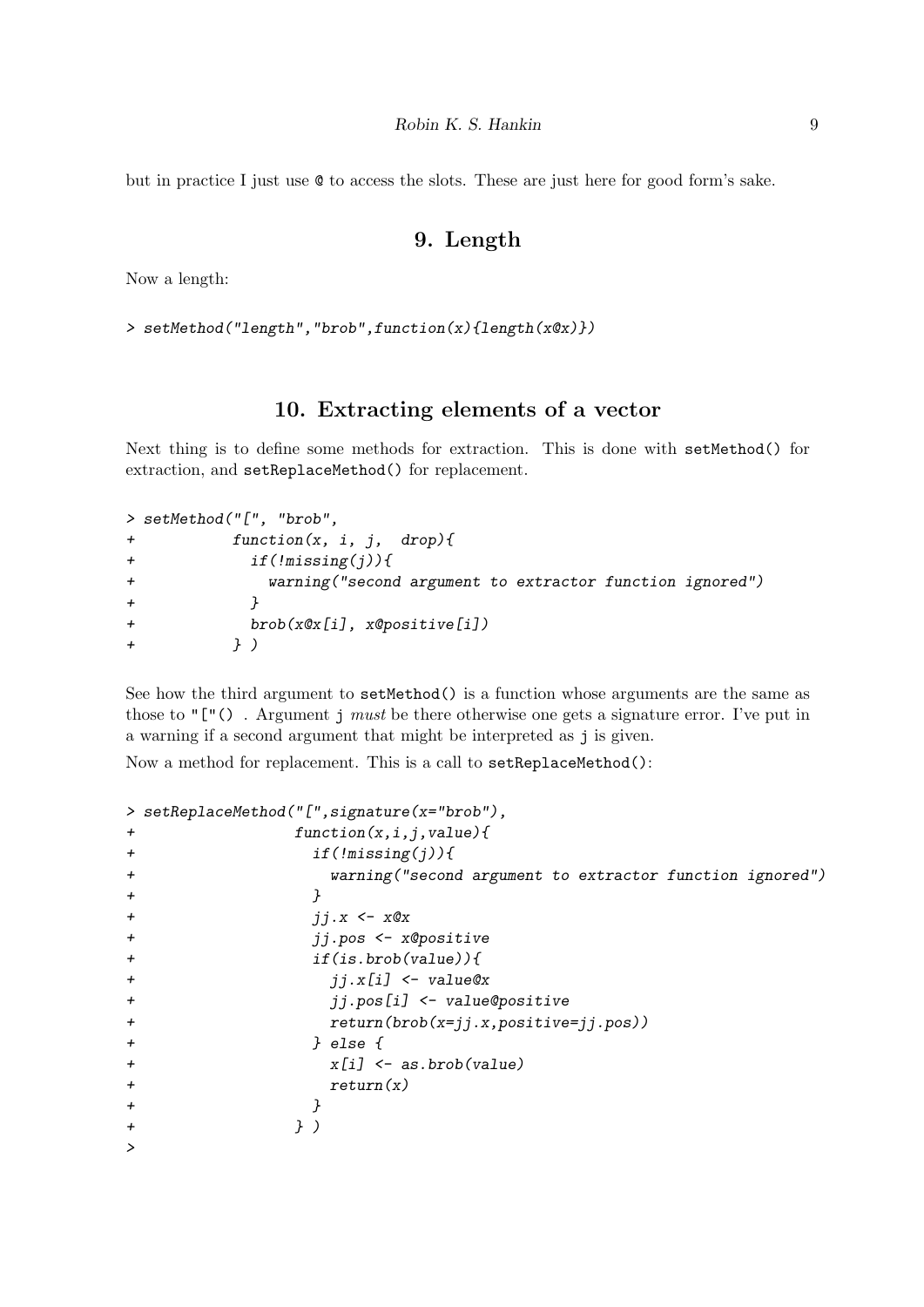but in practice I just use @ to access the slots. These are just here for good form's sake.

# 9. Length

Now a length:

```
> setMethod("length","brob",function(x){length(x@x)})
```

# 10. Extracting elements of a vector

Next thing is to define some methods for extraction. This is done with setMethod() for extraction, and setReplaceMethod() for replacement.

```
> setMethod("[", "brob",
+           function(x, i, j,  drop){
+             if(!missing(j)){
+               warning("second argument to extractor function ignored")
+             }
+             brob(x@x[i], x@positive[i])
+           } )
```

See how the third argument to setMethod() is a function whose arguments are the same as those to "["() . Argument j *must* be there otherwise one gets a signature error. I've put in a warning if a second argument that might be interpreted as j is given.

Now a method for replacement. This is a call to setReplaceMethod():

```
> setReplaceMethod("[",signature(x="brob"),
+                  function(x,i,j,value){
+                    if(!missing(j)){
+                      warning("second argument to extractor function ignored")
+                    }
+                    jj.x <- x@x
+                    jj.pos <- x@positive
+                    if(is.brob(value)){
+                      jj.x[i] <- value@x
+                      jj.pos[i] <- value@positive
+                      return(brob(x=jj.x,positive=jj.pos))
+                    } else {
+                      x[i] <- as.brob(value)
+                      return(x)
+                    }
+                  } )
>
```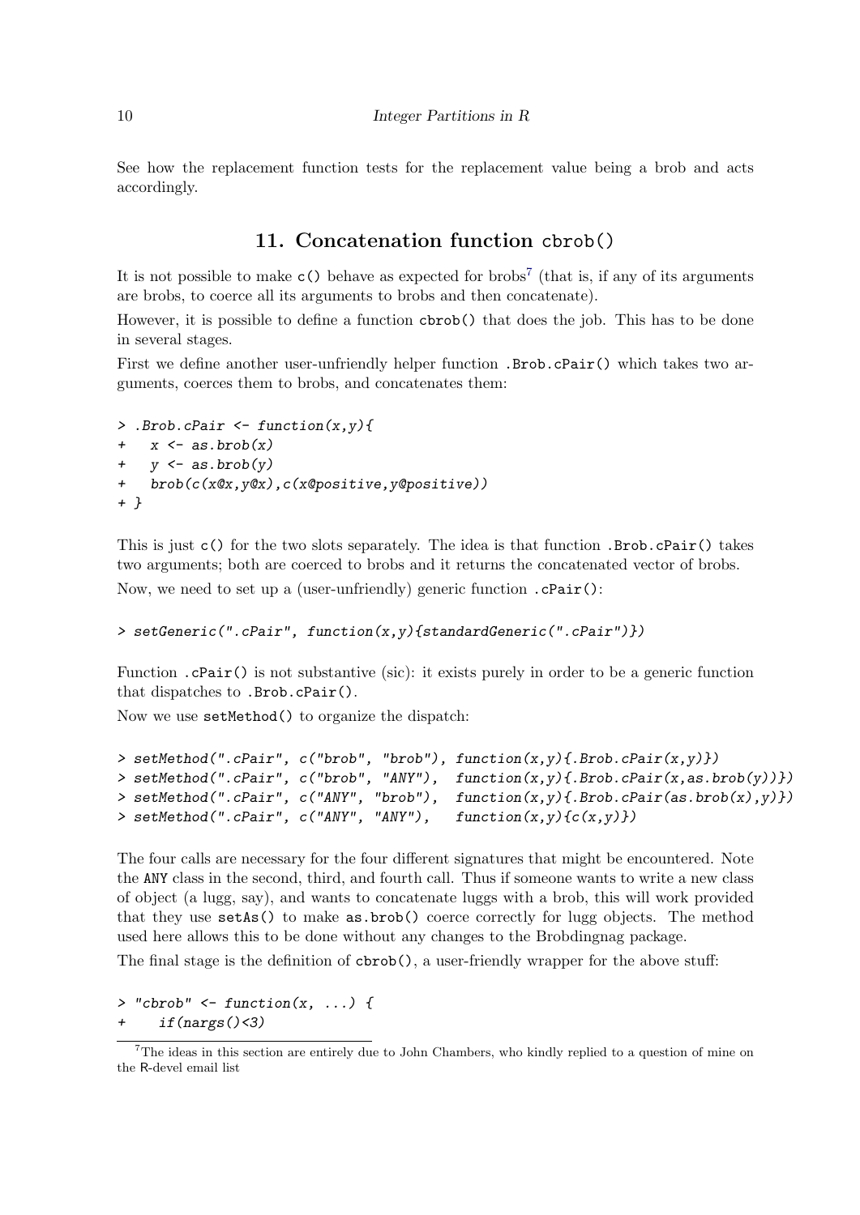See how the replacement function tests for the replacement value being a brob and acts accordingly.

## 11. Concatenation function cbrob()

It is not possible to make c() behave as expected for brobs[7] (that is, if any of its arguments are brobs, to coerce all its arguments to brobs and then concatenate).

However, it is possible to define a function cbrob() that does the job. This has to be done in several stages.

First we define another user-unfriendly helper function .Brob.cPair() which takes two arguments, coerces them to brobs, and concatenates them:

```
> .Brob.cPair <- function(x,y){
+   x <- as.brob(x)
+   y <- as.brob(y)
+   brob(c(x@x,y@x),c(x@positive,y@positive))
+ }
```

This is just c() for the two slots separately. The idea is that function .Brob.cPair() takes two arguments; both are coerced to brobs and it returns the concatenated vector of brobs.

Now, we need to set up a (user-unfriendly) generic function .cPair():

```
> setGeneric(".cPair", function(x,y){standardGeneric(".cPair")})
```

Function .cPair() is not substantive (sic): it exists purely in order to be a generic function that dispatches to .Brob.cPair().

Now we use setMethod() to organize the dispatch:

```
> setMethod(".cPair", c("brob", "brob"), function(x,y){.Brob.cPair(x,y)})
> setMethod(".cPair", c("brob", "ANY"),  function(x,y){.Brob.cPair(x,as.brob(y))})
> setMethod(".cPair", c("ANY", "brob"),  function(x,y){.Brob.cPair(as.brob(x),y)})
> setMethod(".cPair", c("ANY", "ANY"),   function(x,y){c(x,y)})
```

The four calls are necessary for the four different signatures that might be encountered. Note the ANY class in the second, third, and fourth call. Thus if someone wants to write a new class of object (a lugg, say), and wants to concatenate luggs with a brob, this will work provided that they use setAs() to make as.brob() coerce correctly for lugg objects. The method used here allows this to be done without any changes to the Brobdingnag package.

The final stage is the definition of cbrob(), a user-friendly wrapper for the above stuff:

```
> "cbrob" <- function(x, ...) {
+    if(nargs()<3)
```

[7] The ideas in this section are entirely due to John Chambers, who kindly replied to a question of mine on the R-devel email list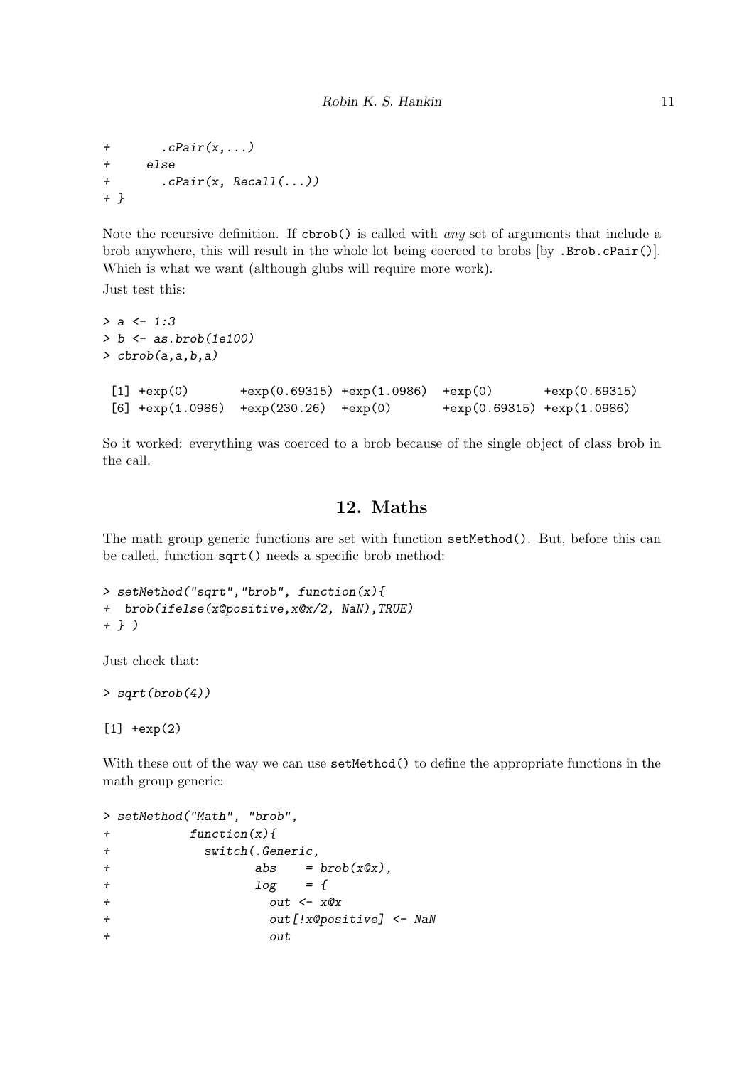```
+       .cPair(x,...)
+     else
+       .cPair(x, Recall(...))
+ }
```

Note the recursive definition. If `cbrob()` is called with *any* set of arguments that include a brob anywhere, this will result in the whole lot being coerced to brobs [by `.Brob.cPair()`]. Which is what we want (although glubs will require more work).

Just test this:

```
> a <- 1:3
> b <- as.brob(1e100)
> cbrob(a,a,b,a)

 [1] +exp(0)       +exp(0.69315) +exp(1.0986)  +exp(0)       +exp(0.69315)
 [6] +exp(1.0986)  +exp(230.26)  +exp(0)       +exp(0.69315) +exp(1.0986)
```

So it worked: everything was coerced to a brob because of the single object of class brob in the call.

## 12. Maths

The math group generic functions are set with function `setMethod()`. But, before this can be called, function `sqrt()` needs a specific brob method:

```
> setMethod("sqrt","brob", function(x){
+  brob(ifelse(x@positive,x@x/2, NaN),TRUE)
+ } )
```

Just check that:

```
> sqrt(brob(4))

[1] +exp(2)
```

With these out of the way we can use `setMethod()` to define the appropriate functions in the math group generic:

```
> setMethod("Math", "brob",
+           function(x){
+             switch(.Generic,
+                    abs    = brob(x@x),
+                    log    = {
+                      out <- x@x
+                      out[!x@positive] <- NaN
+                      out
```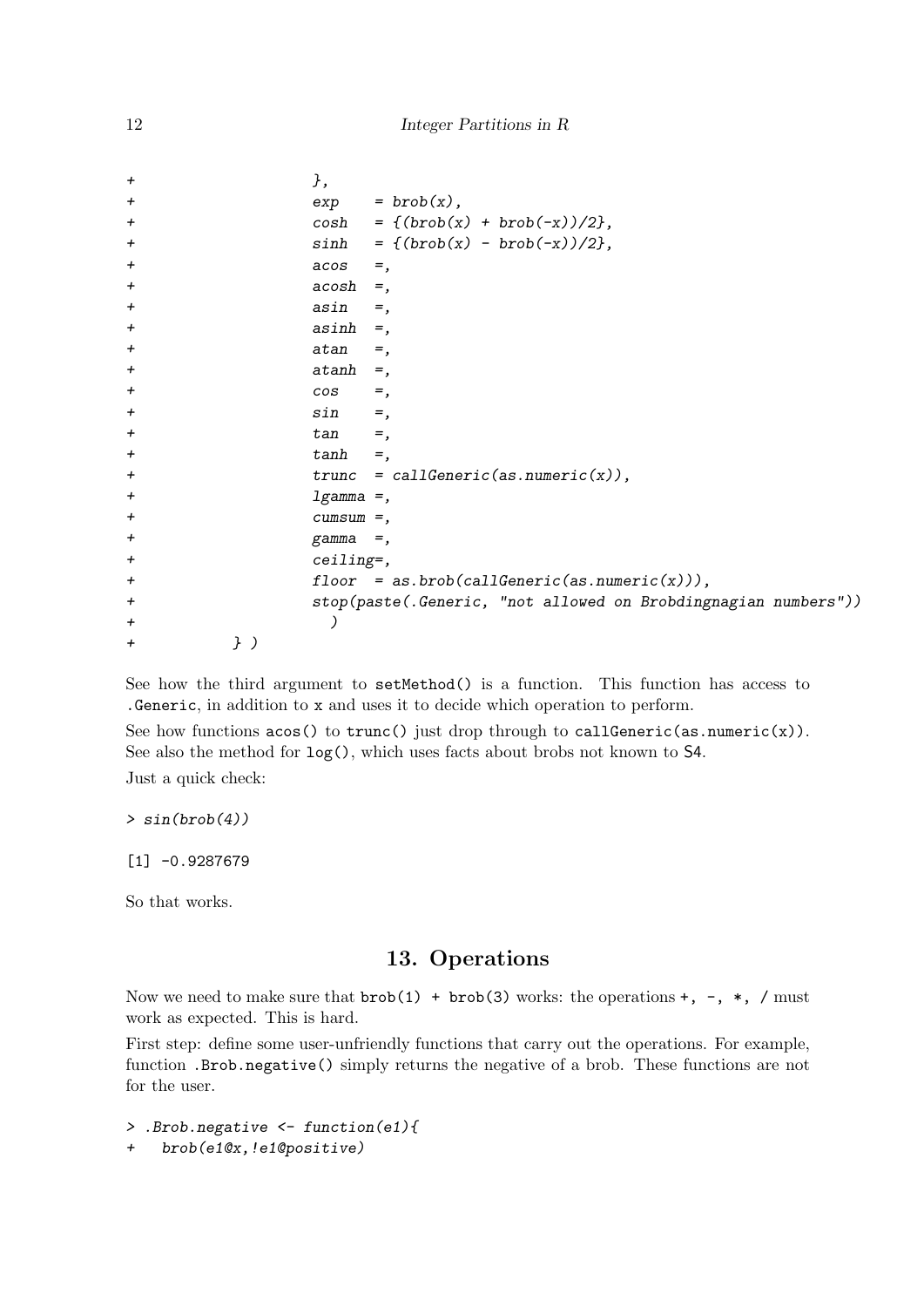```
+                  },
+                  exp    = brob(x),
+                  cosh   = {(brob(x) + brob(-x))/2},
+                  sinh   = {(brob(x) - brob(-x))/2},
+                  acos   =,
+                  acosh  =,
+                  asin   =,
+                  asinh  =,
+                  atan   =,
+                  atanh  =,
+                  cos    =,
+                  sin    =,
+                  tan    =,
+                  tanh   =,
+                  trunc  = callGeneric(as.numeric(x)),
+                  lgamma =,
+                  cumsum =,
+                  gamma  =,
+                  ceiling=,
+                  floor  = as.brob(callGeneric(as.numeric(x))),
+                  stop(paste(.Generic, "not allowed on Brobdingnagian numbers"))
+                    )
+          } )
```

See how the third argument to `setMethod()` is a function. This function has access to `.Generic`, in addition to `x` and uses it to decide which operation to perform.

See how functions `acos()` to `trunc()` just drop through to `callGeneric(as.numeric(x))`. See also the method for `log()`, which uses facts about brobs not known to S4.

Just a quick check:

```
> sin(brob(4))
```

```
[1] -0.9287679
```

So that works.

## 13. Operations

Now we need to make sure that `brob(1) + brob(3)` works: the operations `+`, `-`, `*`, `/` must work as expected. This is hard.

First step: define some user-unfriendly functions that carry out the operations. For example, function `.Brob.negative()` simply returns the negative of a brob. These functions are not for the user.

```
> .Brob.negative <- function(e1){
+   brob(e1@x,!e1@positive)
```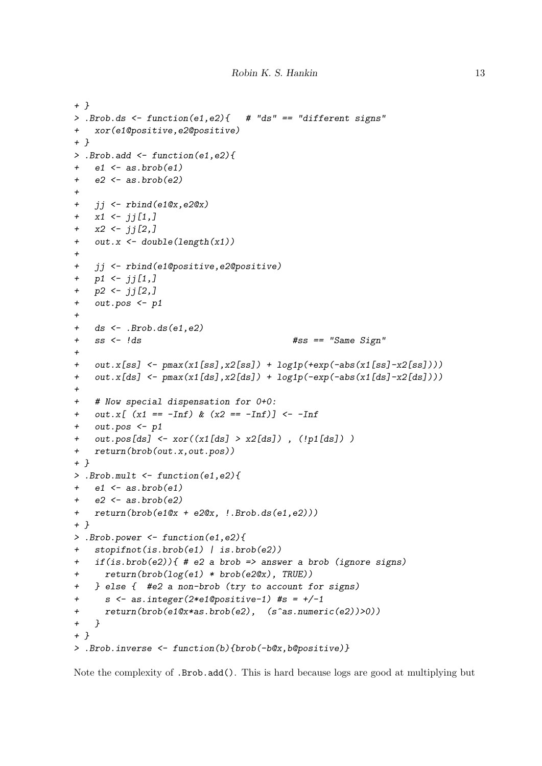```
+ }
> .Brob.ds <- function(e1,e2){   # "ds" == "different signs"
+   xor(e1@positive,e2@positive)
+ }
> .Brob.add <- function(e1,e2){
+   e1 <- as.brob(e1)
+   e2 <- as.brob(e2)
+
+   jj <- rbind(e1@x,e2@x)
+   x1 <- jj[1,]
+   x2 <- jj[2,]
+   out.x <- double(length(x1))
+
+   jj <- rbind(e1@positive,e2@positive)
+   p1 <- jj[1,]
+   p2 <- jj[2,]
+   out.pos <- p1
+
+   ds <- .Brob.ds(e1,e2)
+   ss <- !ds                              #ss == "Same Sign"
+
+   out.x[ss] <- pmax(x1[ss],x2[ss]) + log1p(+exp(-abs(x1[ss]-x2[ss])))
+   out.x[ds] <- pmax(x1[ds],x2[ds]) + log1p(-exp(-abs(x1[ds]-x2[ds])))
+
+   # Now special dispensation for 0+0:
+   out.x[ (x1 == -Inf) & (x2 == -Inf)] <- -Inf
+   out.pos <- p1
+   out.pos[ds] <- xor((x1[ds] > x2[ds]) , (!p1[ds]) )
+   return(brob(out.x,out.pos))
+ }
> .Brob.mult <- function(e1,e2){
+   e1 <- as.brob(e1)
+   e2 <- as.brob(e2)
+   return(brob(e1@x + e2@x, !.Brob.ds(e1,e2)))
+ }
> .Brob.power <- function(e1,e2){
+   stopifnot(is.brob(e1) | is.brob(e2))
+   if(is.brob(e2)){ # e2 a brob => answer a brob (ignore signs)
+     return(brob(log(e1) * brob(e2@x), TRUE))
+   } else {  #e2 a non-brob (try to account for signs)
+     s <- as.integer(2*e1@positive-1) #s = +/-1
+     return(brob(e1@x*as.brob(e2),  (s^as.numeric(e2))>0))
+   }
+ }
> .Brob.inverse <- function(b){brob(-b@x,b@positive)}
```

Note the complexity of `.Brob.add()`. This is hard because logs are good at multiplying but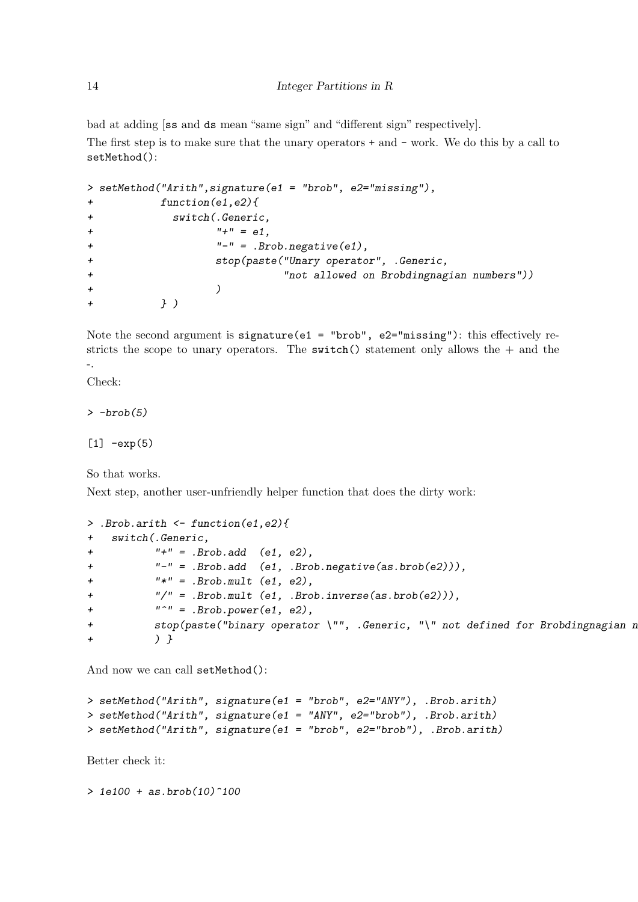bad at adding [ss and ds mean "same sign" and "different sign" respectively].

The first step is to make sure that the unary operators + and - work. We do this by a call to setMethod():

```
> setMethod("Arith",signature(e1 = "brob", e2="missing"),
+           function(e1,e2){
+             switch(.Generic,
+                    "+" = e1,
+                    "-" = .Brob.negative(e1),
+                    stop(paste("Unary operator", .Generic,
+                               "not allowed on Brobdingnagian numbers"))
+                    )
+           } )
```

Note the second argument is signature(e1 = "brob", e2="missing"): this effectively restricts the scope to unary operators. The switch() statement only allows the + and the -.

Check:

```
> -brob(5)

[1] -exp(5)
```

So that works.

Next step, another user-unfriendly helper function that does the dirty work:

```
> .Brob.arith <- function(e1,e2){
+   switch(.Generic,
+          "+" = .Brob.add  (e1, e2),
+          "-" = .Brob.add  (e1, .Brob.negative(as.brob(e2))),
+          "*" = .Brob.mult (e1, e2),
+          "/" = .Brob.mult (e1, .Brob.inverse(as.brob(e2))),
+          "^" = .Brob.power(e1, e2),
+          stop(paste("binary operator \"", .Generic, "\" not defined for Brobdingnagian n
+          ) }
```

And now we can call setMethod():

```
> setMethod("Arith", signature(e1 = "brob", e2="ANY"), .Brob.arith)
> setMethod("Arith", signature(e1 = "ANY", e2="brob"), .Brob.arith)
> setMethod("Arith", signature(e1 = "brob", e2="brob"), .Brob.arith)
```

Better check it:

```
> 1e100 + as.brob(10)^100
```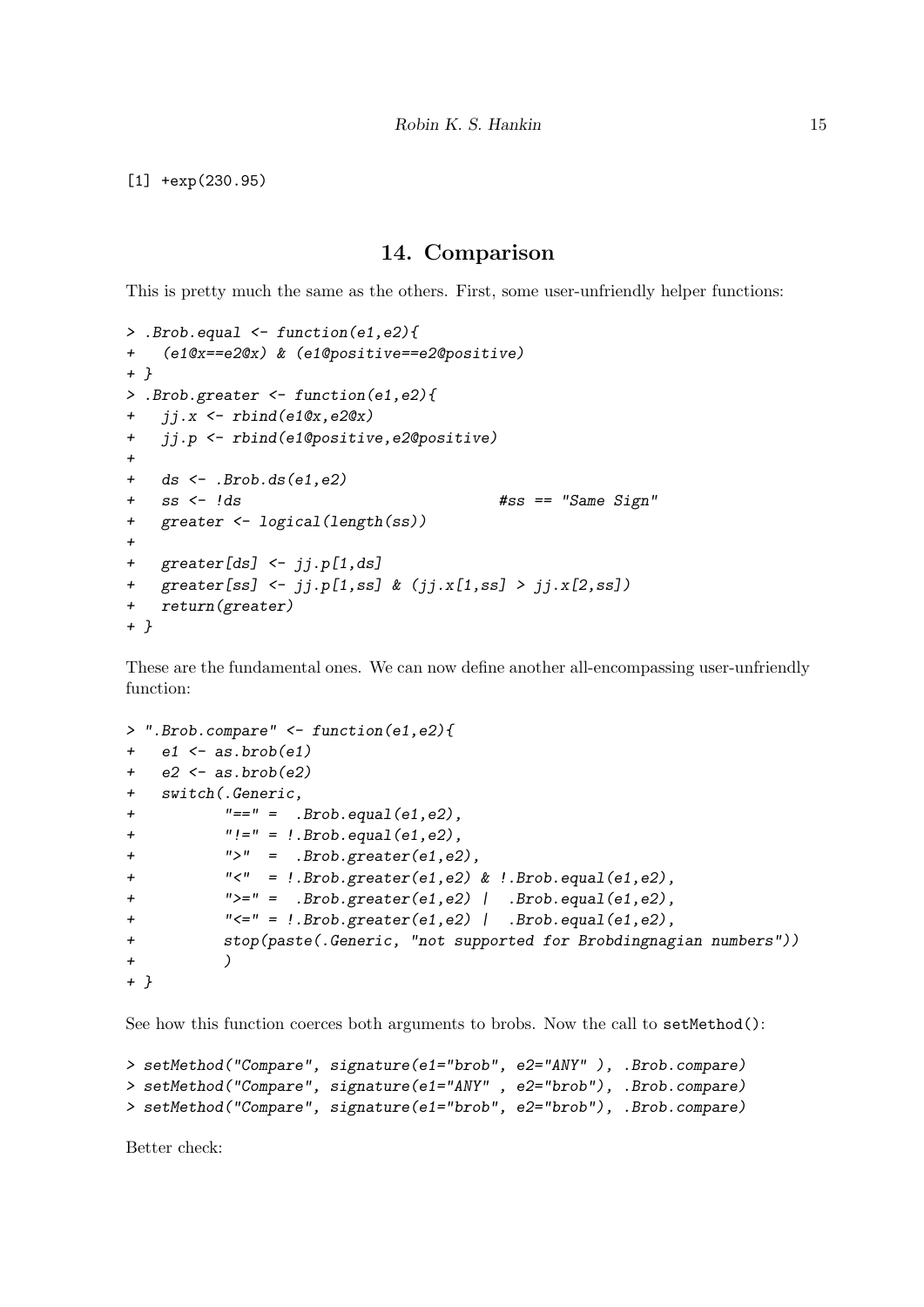```
[1] +exp(230.95)
```

## 14. Comparison

This is pretty much the same as the others. First, some user-unfriendly helper functions:

```
> .Brob.equal <- function(e1,e2){
+   (e1@x==e2@x) & (e1@positive==e2@positive)
+ }
> .Brob.greater <- function(e1,e2){
+   jj.x <- rbind(e1@x,e2@x)
+   jj.p <- rbind(e1@positive,e2@positive)
+
+   ds <- .Brob.ds(e1,e2)
+   ss <- !ds                              #ss == "Same Sign"
+   greater <- logical(length(ss))
+
+   greater[ds] <- jj.p[1,ds]
+   greater[ss] <- jj.p[1,ss] & (jj.x[1,ss] > jj.x[2,ss])
+   return(greater)
+ }
```

These are the fundamental ones. We can now define another all-encompassing user-unfriendly function:

```
> ".Brob.compare" <- function(e1,e2){
+   e1 <- as.brob(e1)
+   e2 <- as.brob(e2)
+   switch(.Generic,
+          "==" =  .Brob.equal(e1,e2),
+          "!=" = !.Brob.equal(e1,e2),
+          ">"  =  .Brob.greater(e1,e2),
+          "<"  = !.Brob.greater(e1,e2) & !.Brob.equal(e1,e2),
+          ">=" =  .Brob.greater(e1,e2) |  .Brob.equal(e1,e2),
+          "<=" = !.Brob.greater(e1,e2) |  .Brob.equal(e1,e2),
+          stop(paste(.Generic, "not supported for Brobdingnagian numbers"))
+          )
+ }
```

See how this function coerces both arguments to brobs. Now the call to `setMethod()`:

```
> setMethod("Compare", signature(e1="brob", e2="ANY" ), .Brob.compare)
> setMethod("Compare", signature(e1="ANY" , e2="brob"), .Brob.compare)
> setMethod("Compare", signature(e1="brob", e2="brob"), .Brob.compare)
```

Better check: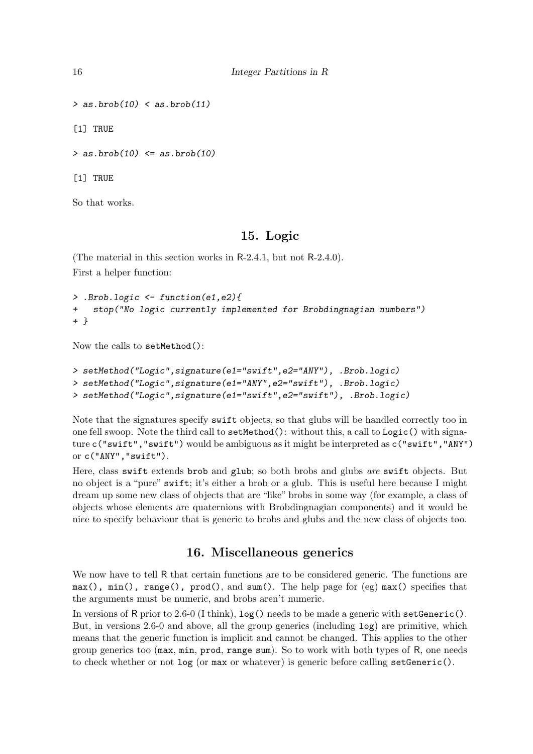```
> as.brob(10) < as.brob(11)

[1] TRUE

> as.brob(10) <= as.brob(10)

[1] TRUE
```

So that works.

## 15. Logic

(The material in this section works in R-2.4.1, but not R-2.4.0).

First a helper function:

```
> .Brob.logic <- function(e1,e2){
+   stop("No logic currently implemented for Brobdingnagian numbers")
+ }
```

Now the calls to setMethod():

```
> setMethod("Logic",signature(e1="swift",e2="ANY"), .Brob.logic)
> setMethod("Logic",signature(e1="ANY",e2="swift"), .Brob.logic)
> setMethod("Logic",signature(e1="swift",e2="swift"), .Brob.logic)
```

Note that the signatures specify `swift` objects, so that glubs will be handled correctly too in one fell swoop. Note the third call to `setMethod()`: without this, a call to `Logic()` with signature `c("swift","swift")` would be ambiguous as it might be interpreted as `c("swift","ANY")` or `c("ANY","swift")`.

Here, class `swift` extends `brob` and `glub`; so both brobs and glubs *are* `swift` objects. But no object is a "pure" `swift`; it's either a brob or a glub. This is useful here because I might dream up some new class of objects that are "like" brobs in some way (for example, a class of objects whose elements are quaternions with Brobdingnagian components) and it would be nice to specify behaviour that is generic to brobs and glubs and the new class of objects too.

## 16. Miscellaneous generics

We now have to tell R that certain functions are to be considered generic. The functions are `max()`, `min()`, `range()`, `prod()`, and `sum()`. The help page for (eg) `max()` specifies that the arguments must be numeric, and brobs aren't numeric.

In versions of R prior to 2.6-0 (I think), `log()` needs to be made a generic with `setGeneric()`. But, in versions 2.6-0 and above, all the group generics (including `log`) are primitive, which means that the generic function is implicit and cannot be changed. This applies to the other group generics too (`max`, `min`, `prod`, `range sum`). So to work with both types of R, one needs to check whether or not `log` (or `max` or whatever) is generic before calling `setGeneric()`.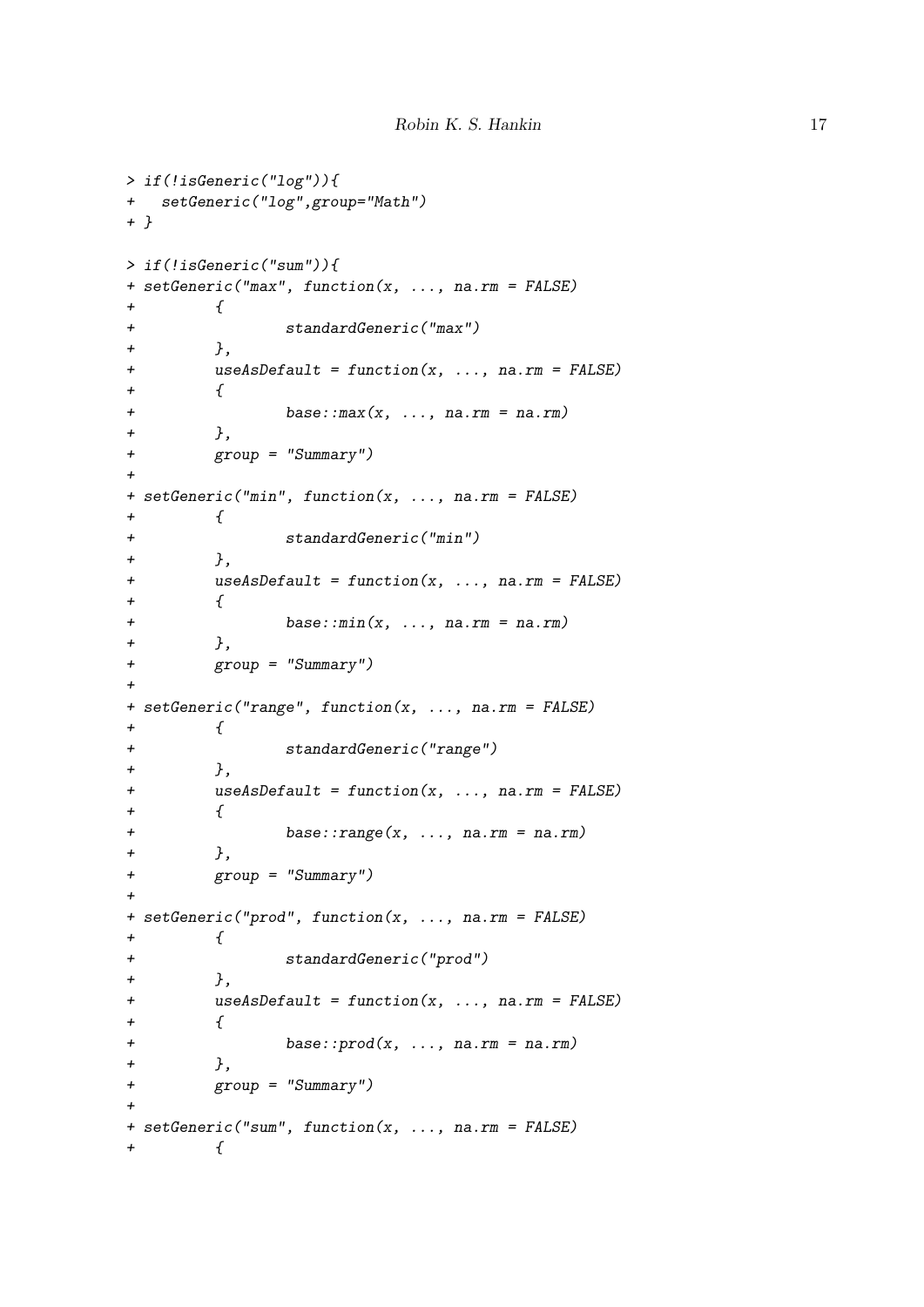```
> if(!isGeneric("log")){
+   setGeneric("log",group="Math")
+ }

> if(!isGeneric("sum")){
+ setGeneric("max", function(x, ..., na.rm = FALSE)
+         {
+                 standardGeneric("max")
+         },
+         useAsDefault = function(x, ..., na.rm = FALSE)
+         {
+                 base::max(x, ..., na.rm = na.rm)
+         },
+         group = "Summary")
+
+ setGeneric("min", function(x, ..., na.rm = FALSE)
+         {
+                 standardGeneric("min")
+         },
+         useAsDefault = function(x, ..., na.rm = FALSE)
+         {
+                 base::min(x, ..., na.rm = na.rm)
+         },
+         group = "Summary")
+
+ setGeneric("range", function(x, ..., na.rm = FALSE)
+         {
+                 standardGeneric("range")
+         },
+         useAsDefault = function(x, ..., na.rm = FALSE)
+         {
+                 base::range(x, ..., na.rm = na.rm)
+         },
+         group = "Summary")
+
+ setGeneric("prod", function(x, ..., na.rm = FALSE)
+         {
+                 standardGeneric("prod")
+         },
+         useAsDefault = function(x, ..., na.rm = FALSE)
+         {
+                 base::prod(x, ..., na.rm = na.rm)
+         },
+         group = "Summary")
+
+ setGeneric("sum", function(x, ..., na.rm = FALSE)
+         {
```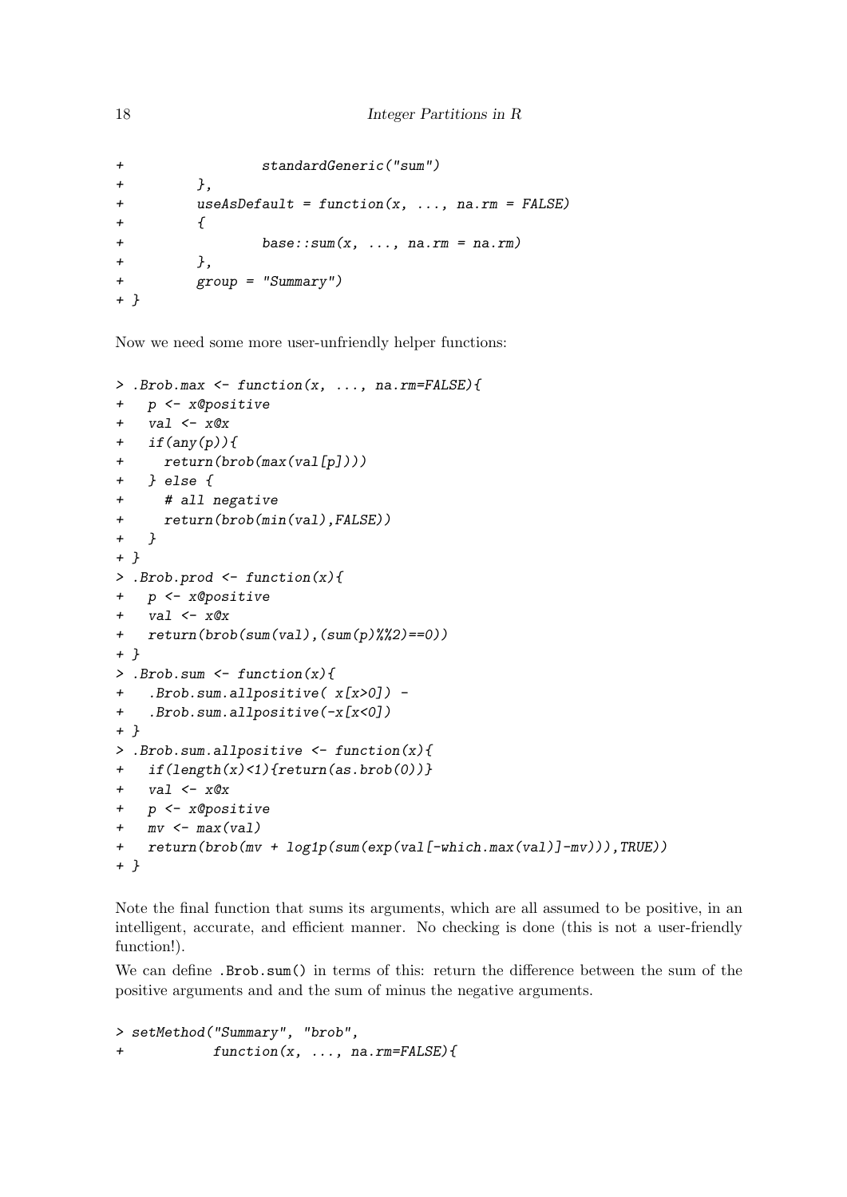```
+                 standardGeneric("sum")
+         },
+         useAsDefault = function(x, ..., na.rm = FALSE)
+         {
+                 base::sum(x, ..., na.rm = na.rm)
+         },
+         group = "Summary")
+ }
```

Now we need some more user-unfriendly helper functions:

```
> .Brob.max <- function(x, ..., na.rm=FALSE){
+   p <- x@positive
+   val <- x@x
+   if(any(p)){
+     return(brob(max(val[p])))
+   } else {
+     # all negative
+     return(brob(min(val),FALSE))
+   }
+ }
> .Brob.prod <- function(x){
+   p <- x@positive
+   val <- x@x
+   return(brob(sum(val),(sum(p)%%2)==0))
+ }
> .Brob.sum <- function(x){
+   .Brob.sum.allpositive( x[x>0]) -
+   .Brob.sum.allpositive(-x[x<0])
+ }
> .Brob.sum.allpositive <- function(x){
+   if(length(x)<1){return(as.brob(0))}
+   val <- x@x
+   p <- x@positive
+   mv <- max(val)
+   return(brob(mv + log1p(sum(exp(val[-which.max(val)]-mv))),TRUE))
+ }
```

Note the final function that sums its arguments, which are all assumed to be positive, in an intelligent, accurate, and efficient manner. No checking is done (this is not a user-friendly function!).

We can define `.Brob.sum()` in terms of this: return the difference between the sum of the positive arguments and and the sum of minus the negative arguments.

```
> setMethod("Summary", "brob",
+           function(x, ..., na.rm=FALSE){
```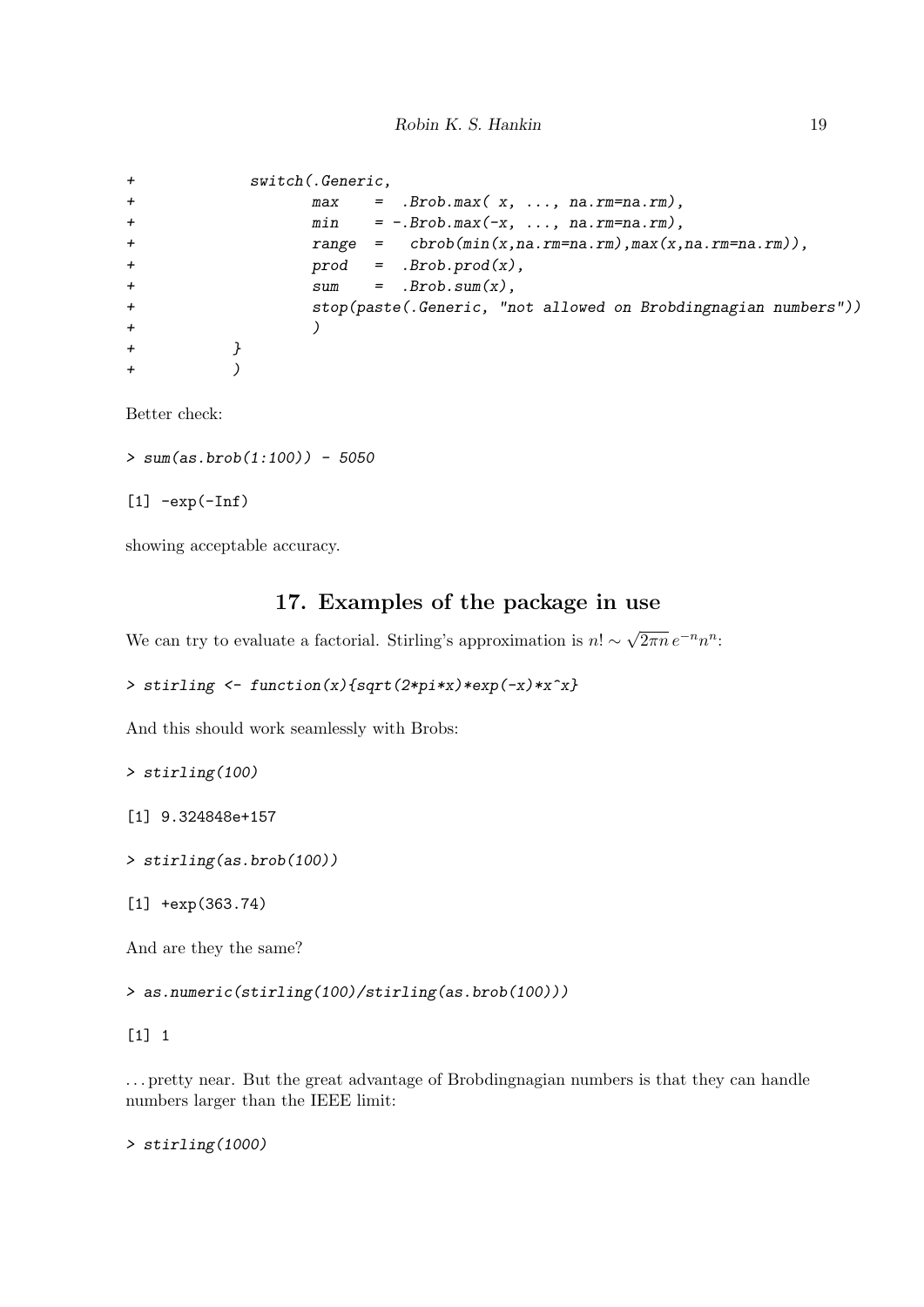```
+             switch(.Generic,
+                    max    =  .Brob.max( x, ..., na.rm=na.rm),
+                    min    = -.Brob.max(-x, ..., na.rm=na.rm),
+                    range  =   cbrob(min(x,na.rm=na.rm),max(x,na.rm=na.rm)),
+                    prod   =  .Brob.prod(x),
+                    sum    =  .Brob.sum(x),
+                    stop(paste(.Generic, "not allowed on Brobdingnagian numbers"))
+                    )
+           }
+           )
```

Better check:

```
> sum(as.brob(1:100)) - 5050

[1] -exp(-Inf)
```

showing acceptable accuracy.

## 17. Examples of the package in use

We can try to evaluate a factorial. Stirling's approximation is $n! \sim \sqrt{2\pi n}\, e^{-n} n^n$:

```
> stirling <- function(x){sqrt(2*pi*x)*exp(-x)*x^x}
```

And this should work seamlessly with Brobs:

```
> stirling(100)

[1] 9.324848e+157

> stirling(as.brob(100))

[1] +exp(363.74)
```

And are they the same?

```
> as.numeric(stirling(100)/stirling(as.brob(100)))

[1] 1
```

. . . pretty near. But the great advantage of Brobdingnagian numbers is that they can handle numbers larger than the IEEE limit:

```
> stirling(1000)
```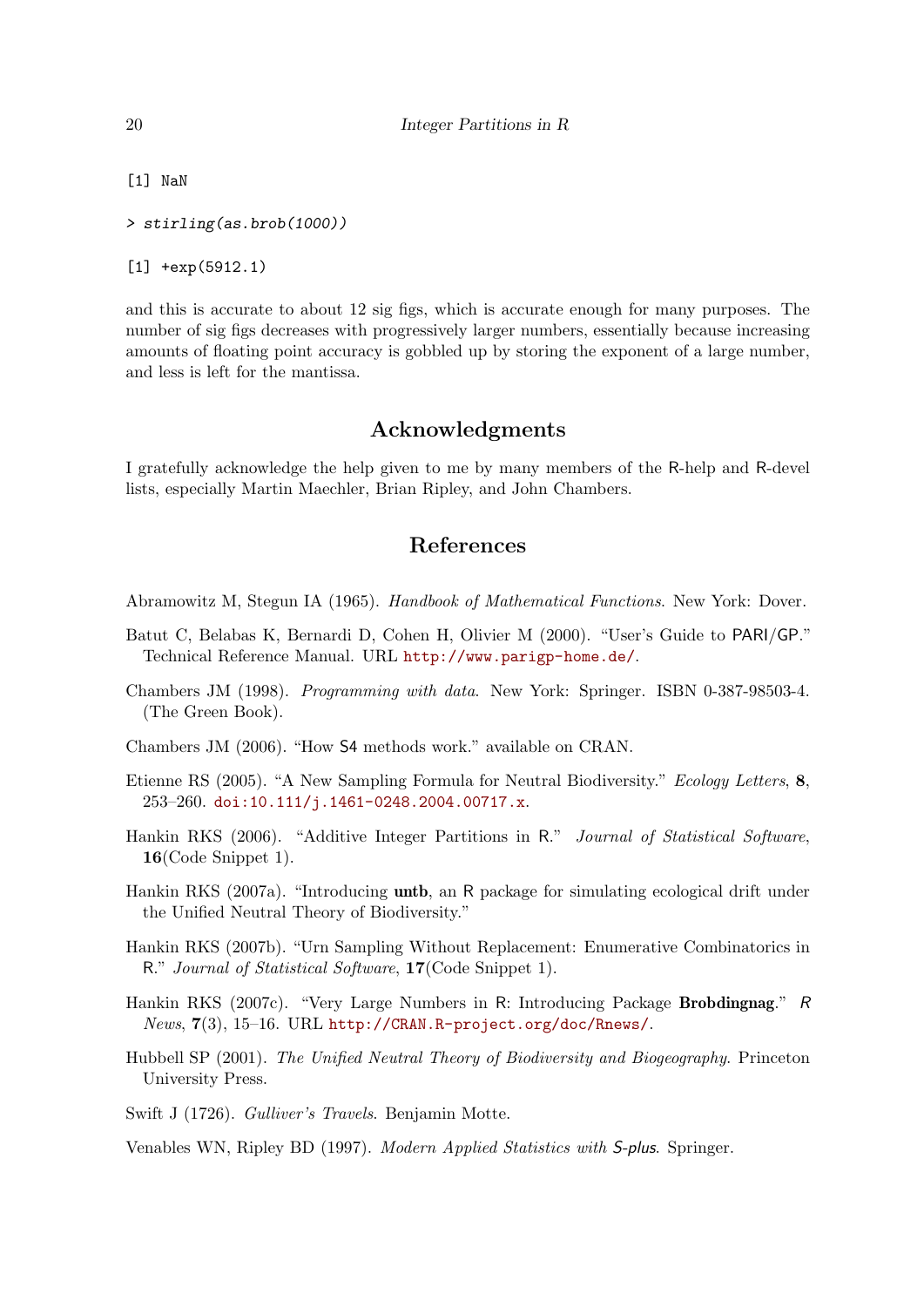```
[1] NaN
```

```
> stirling(as.brob(1000))
```

```
[1] +exp(5912.1)
```

and this is accurate to about 12 sig figs, which is accurate enough for many purposes. The number of sig figs decreases with progressively larger numbers, essentially because increasing amounts of floating point accuracy is gobbled up by storing the exponent of a large number, and less is left for the mantissa.

## Acknowledgments

I gratefully acknowledge the help given to me by many members of the R-help and R-devel lists, especially Martin Maechler, Brian Ripley, and John Chambers.

## References

Abramowitz M, Stegun IA (1965). *Handbook of Mathematical Functions*. New York: Dover.

Batut C, Belabas K, Bernardi D, Cohen H, Olivier M (2000). "User's Guide to PARI/GP." Technical Reference Manual. URL http://www.parigp-home.de/.

Chambers JM (1998). *Programming with data*. New York: Springer. ISBN 0-387-98503-4. (The Green Book).

Chambers JM (2006). "How S4 methods work." available on CRAN.

Etienne RS (2005). "A New Sampling Formula for Neutral Biodiversity." *Ecology Letters*, **8**, 253–260. doi:10.111/j.1461-0248.2004.00717.x.

Hankin RKS (2006). "Additive Integer Partitions in R." *Journal of Statistical Software*, **16**(Code Snippet 1).

Hankin RKS (2007a). "Introducing **untb**, an R package for simulating ecological drift under the Unified Neutral Theory of Biodiversity."

Hankin RKS (2007b). "Urn Sampling Without Replacement: Enumerative Combinatorics in R." *Journal of Statistical Software*, **17**(Code Snippet 1).

Hankin RKS (2007c). "Very Large Numbers in R: Introducing Package **Brobdingnag**." *R News*, **7**(3), 15–16. URL http://CRAN.R-project.org/doc/Rnews/.

Hubbell SP (2001). *The Unified Neutral Theory of Biodiversity and Biogeography*. Princeton University Press.

Swift J (1726). *Gulliver's Travels*. Benjamin Motte.

Venables WN, Ripley BD (1997). *Modern Applied Statistics with S-plus*. Springer.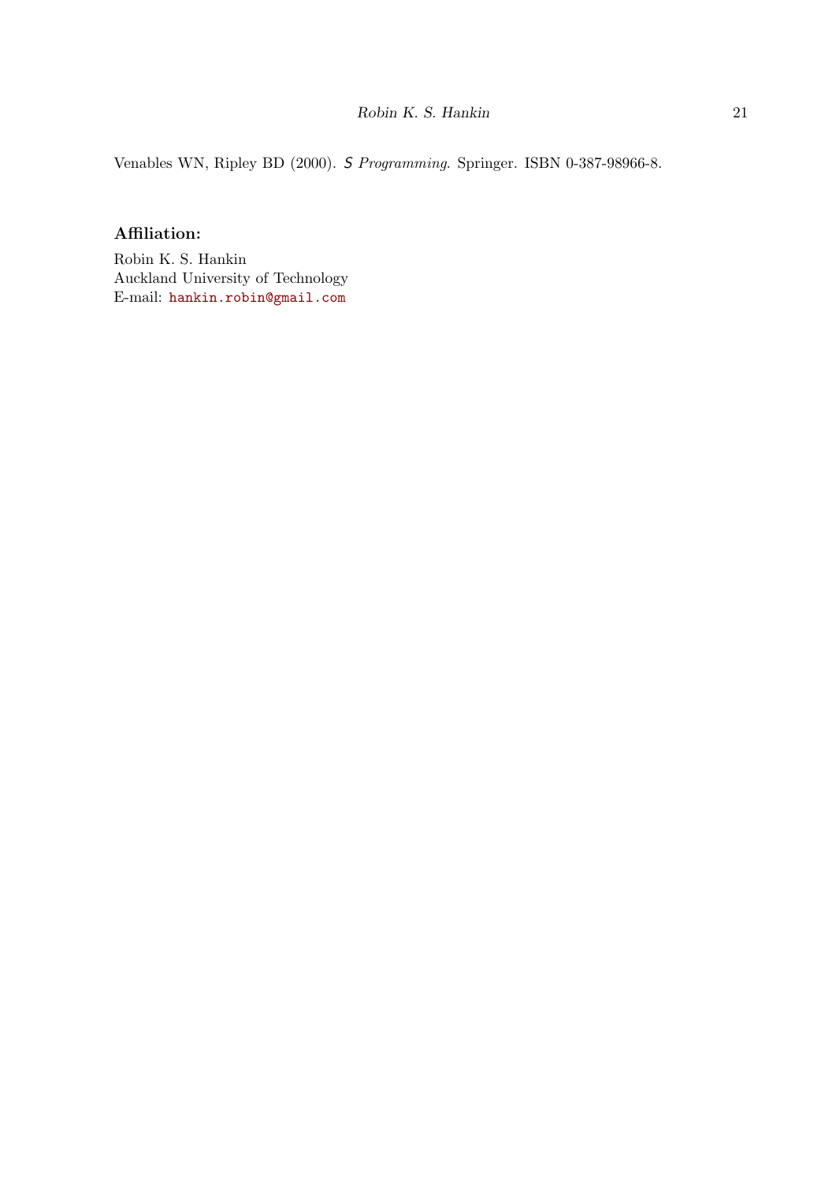Venables WN, Ripley BD (2000). *S Programming*. Springer. ISBN 0-387-98966-8.

**Affiliation:**

Robin K. S. Hankin
Auckland University of Technology
E-mail: hankin.robin@gmail.com